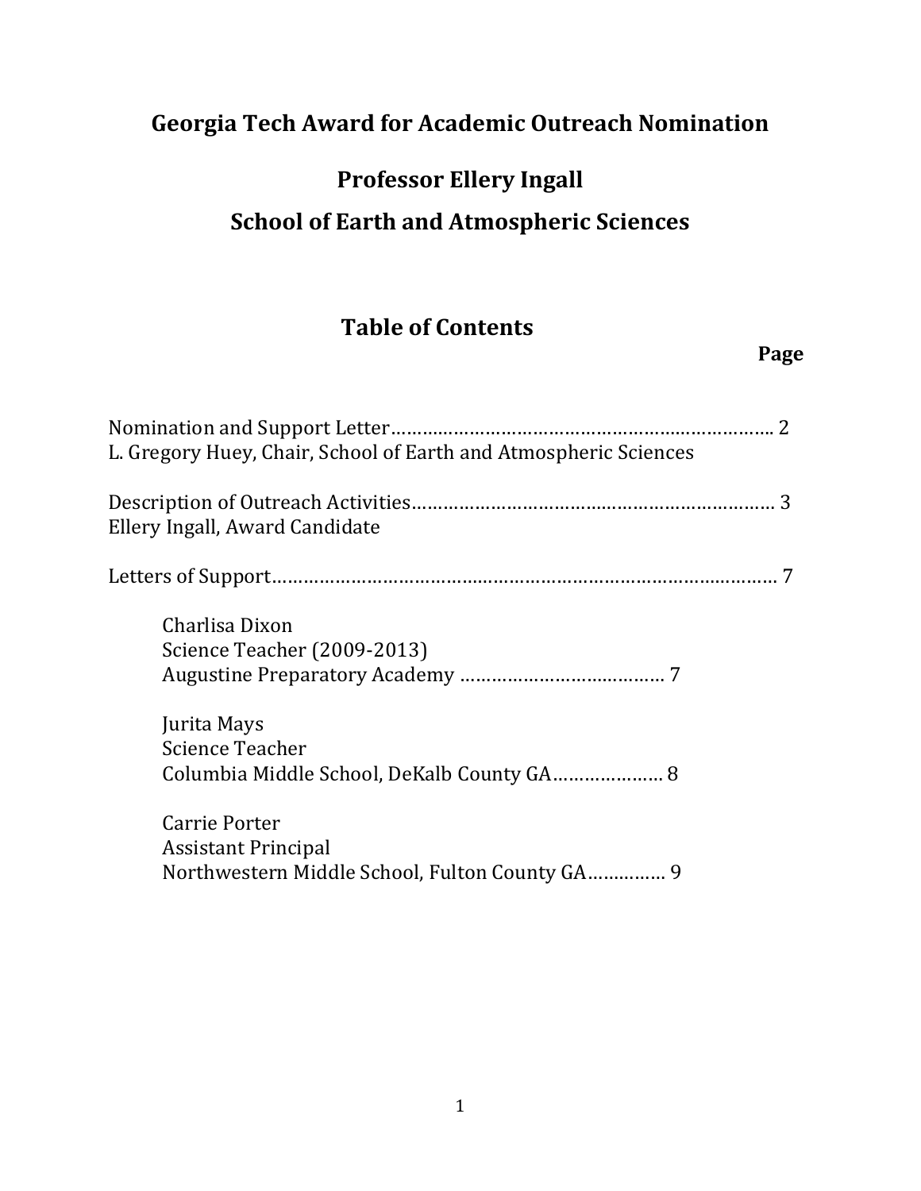# Georgia Tech Award for Academic Outreach Nomination

## Professor Ellery Ingall

## School of Earth and Atmospheric Sciences

## Table of Contents

**Page**

Nomination and Support Letter…………………………………………………………………. 2
L. Gregory Huey, Chair, School of Earth and Atmospheric Sciences

Description of Outreach Activities……………………………………………………………. 3
Ellery Ingall, Award Candidate

Letters of Support………………………………………………………………………………………. 7

> Charlisa Dixon
> Science Teacher (2009-2013)
> Augustine Preparatory Academy ………………………………… 7
>
> Jurita Mays
> Science Teacher
> Columbia Middle School, DeKalb County GA………………… 8
>
> Carrie Porter
> Assistant Principal
> Northwestern Middle School, Fulton County GA…………… 9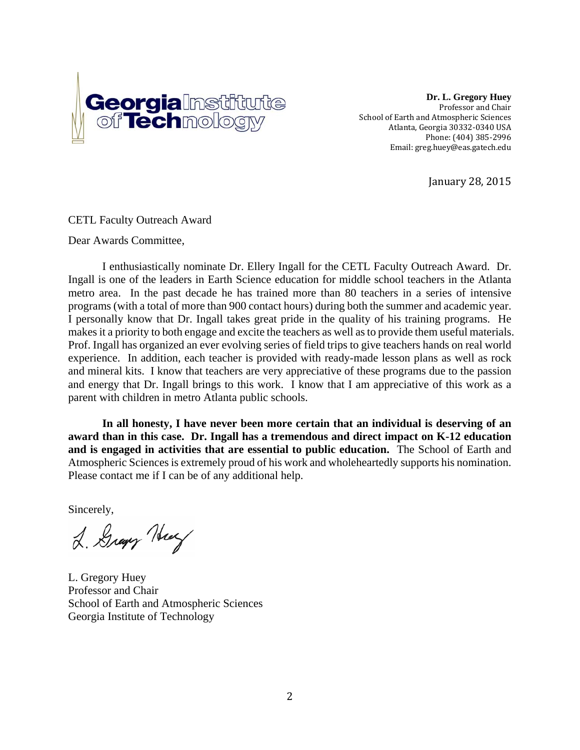Georgia Institute of Technology

**Dr. L. Gregory Huey**
Professor and Chair
School of Earth and Atmospheric Sciences
Atlanta, Georgia 30332-0340 USA
Phone: (404) 385-2996
Email: greg.huey@eas.gatech.edu

January 28, 2015

CETL Faculty Outreach Award

Dear Awards Committee,

I enthusiastically nominate Dr. Ellery Ingall for the CETL Faculty Outreach Award. Dr. Ingall is one of the leaders in Earth Science education for middle school teachers in the Atlanta metro area. In the past decade he has trained more than 80 teachers in a series of intensive programs (with a total of more than 900 contact hours) during both the summer and academic year. I personally know that Dr. Ingall takes great pride in the quality of his training programs. He makes it a priority to both engage and excite the teachers as well as to provide them useful materials. Prof. Ingall has organized an ever evolving series of field trips to give teachers hands on real world experience. In addition, each teacher is provided with ready-made lesson plans as well as rock and mineral kits. I know that teachers are very appreciative of these programs due to the passion and energy that Dr. Ingall brings to this work. I know that I am appreciative of this work as a parent with children in metro Atlanta public schools.

**In all honesty, I have never been more certain that an individual is deserving of an award than in this case. Dr. Ingall has a tremendous and direct impact on K-12 education and is engaged in activities that are essential to public education.** The School of Earth and Atmospheric Sciences is extremely proud of his work and wholeheartedly supports his nomination. Please contact me if I can be of any additional help.

Sincerely,

L. Gregory Huey

L. Gregory Huey
Professor and Chair
School of Earth and Atmospheric Sciences
Georgia Institute of Technology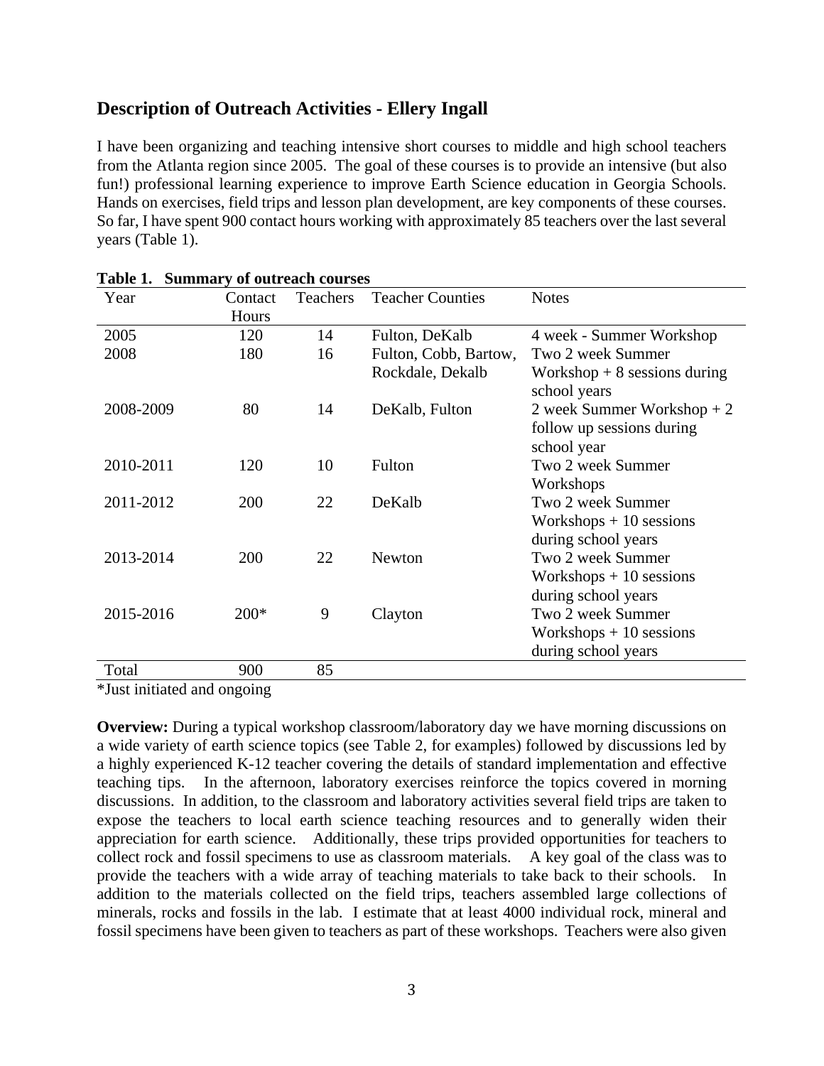## Description of Outreach Activities - Ellery Ingall

I have been organizing and teaching intensive short courses to middle and high school teachers from the Atlanta region since 2005. The goal of these courses is to provide an intensive (but also fun!) professional learning experience to improve Earth Science education in Georgia Schools. Hands on exercises, field trips and lesson plan development, are key components of these courses. So far, I have spent 900 contact hours working with approximately 85 teachers over the last several years (Table 1).

**Table 1. Summary of outreach courses**

| Year | Contact Hours | Teachers | Teacher Counties | Notes |
|---|---|---|---|---|
| 2005 | 120 | 14 | Fulton, DeKalb | 4 week - Summer Workshop |
| 2008 | 180 | 16 | Fulton, Cobb, Bartow, Rockdale, Dekalb | Two 2 week Summer Workshop + 8 sessions during school years |
| 2008-2009 | 80 | 14 | DeKalb, Fulton | 2 week Summer Workshop + 2 follow up sessions during school year |
| 2010-2011 | 120 | 10 | Fulton | Two 2 week Summer Workshops |
| 2011-2012 | 200 | 22 | DeKalb | Two 2 week Summer Workshops + 10 sessions during school years |
| 2013-2014 | 200 | 22 | Newton | Two 2 week Summer Workshops + 10 sessions during school years |
| 2015-2016 | 200* | 9 | Clayton | Two 2 week Summer Workshops + 10 sessions during school years |
| Total | 900 | 85 | | |

*Just initiated and ongoing

**Overview:** During a typical workshop classroom/laboratory day we have morning discussions on a wide variety of earth science topics (see Table 2, for examples) followed by discussions led by a highly experienced K-12 teacher covering the details of standard implementation and effective teaching tips. In the afternoon, laboratory exercises reinforce the topics covered in morning discussions. In addition, to the classroom and laboratory activities several field trips are taken to expose the teachers to local earth science teaching resources and to generally widen their appreciation for earth science. Additionally, these trips provided opportunities for teachers to collect rock and fossil specimens to use as classroom materials. A key goal of the class was to provide the teachers with a wide array of teaching materials to take back to their schools. In addition to the materials collected on the field trips, teachers assembled large collections of minerals, rocks and fossils in the lab. I estimate that at least 4000 individual rock, mineral and fossil specimens have been given to teachers as part of these workshops. Teachers were also given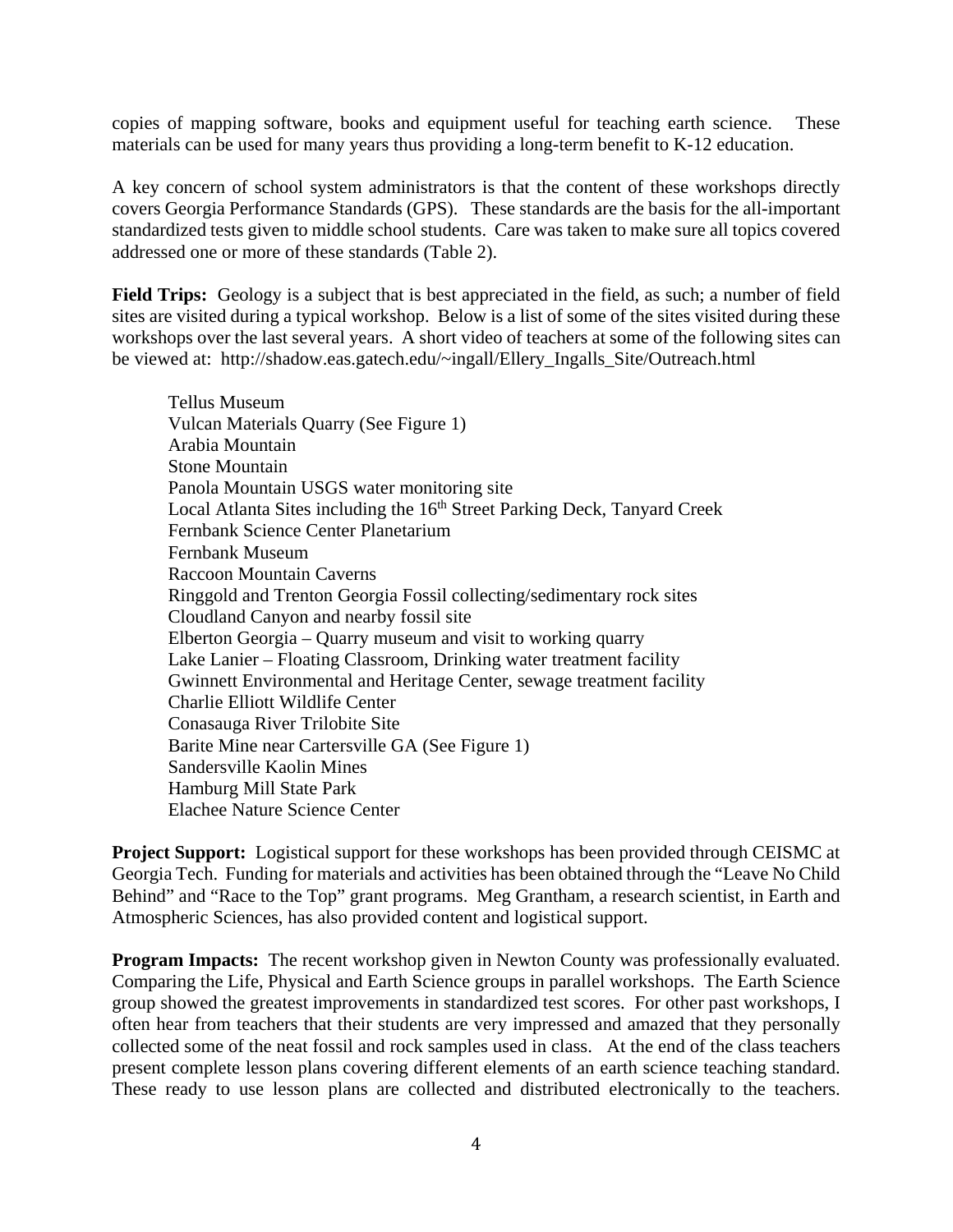copies of mapping software, books and equipment useful for teaching earth science. These materials can be used for many years thus providing a long-term benefit to K-12 education.

A key concern of school system administrators is that the content of these workshops directly covers Georgia Performance Standards (GPS). These standards are the basis for the all-important standardized tests given to middle school students. Care was taken to make sure all topics covered addressed one or more of these standards (Table 2).

**Field Trips:** Geology is a subject that is best appreciated in the field, as such; a number of field sites are visited during a typical workshop. Below is a list of some of the sites visited during these workshops over the last several years. A short video of teachers at some of the following sites can be viewed at: http://shadow.eas.gatech.edu/~ingall/Ellery_Ingalls_Site/Outreach.html

- Tellus Museum
- Vulcan Materials Quarry (See Figure 1)
- Arabia Mountain
- Stone Mountain
- Panola Mountain USGS water monitoring site
- Local Atlanta Sites including the 16th Street Parking Deck, Tanyard Creek
- Fernbank Science Center Planetarium
- Fernbank Museum
- Raccoon Mountain Caverns
- Ringgold and Trenton Georgia Fossil collecting/sedimentary rock sites
- Cloudland Canyon and nearby fossil site
- Elberton Georgia – Quarry museum and visit to working quarry
- Lake Lanier – Floating Classroom, Drinking water treatment facility
- Gwinnett Environmental and Heritage Center, sewage treatment facility
- Charlie Elliott Wildlife Center
- Conasauga River Trilobite Site
- Barite Mine near Cartersville GA (See Figure 1)
- Sandersville Kaolin Mines
- Hamburg Mill State Park
- Elachee Nature Science Center

**Project Support:** Logistical support for these workshops has been provided through CEISMC at Georgia Tech. Funding for materials and activities has been obtained through the "Leave No Child Behind" and "Race to the Top" grant programs. Meg Grantham, a research scientist, in Earth and Atmospheric Sciences, has also provided content and logistical support.

**Program Impacts:** The recent workshop given in Newton County was professionally evaluated. Comparing the Life, Physical and Earth Science groups in parallel workshops. The Earth Science group showed the greatest improvements in standardized test scores. For other past workshops, I often hear from teachers that their students are very impressed and amazed that they personally collected some of the neat fossil and rock samples used in class. At the end of the class teachers present complete lesson plans covering different elements of an earth science teaching standard. These ready to use lesson plans are collected and distributed electronically to the teachers.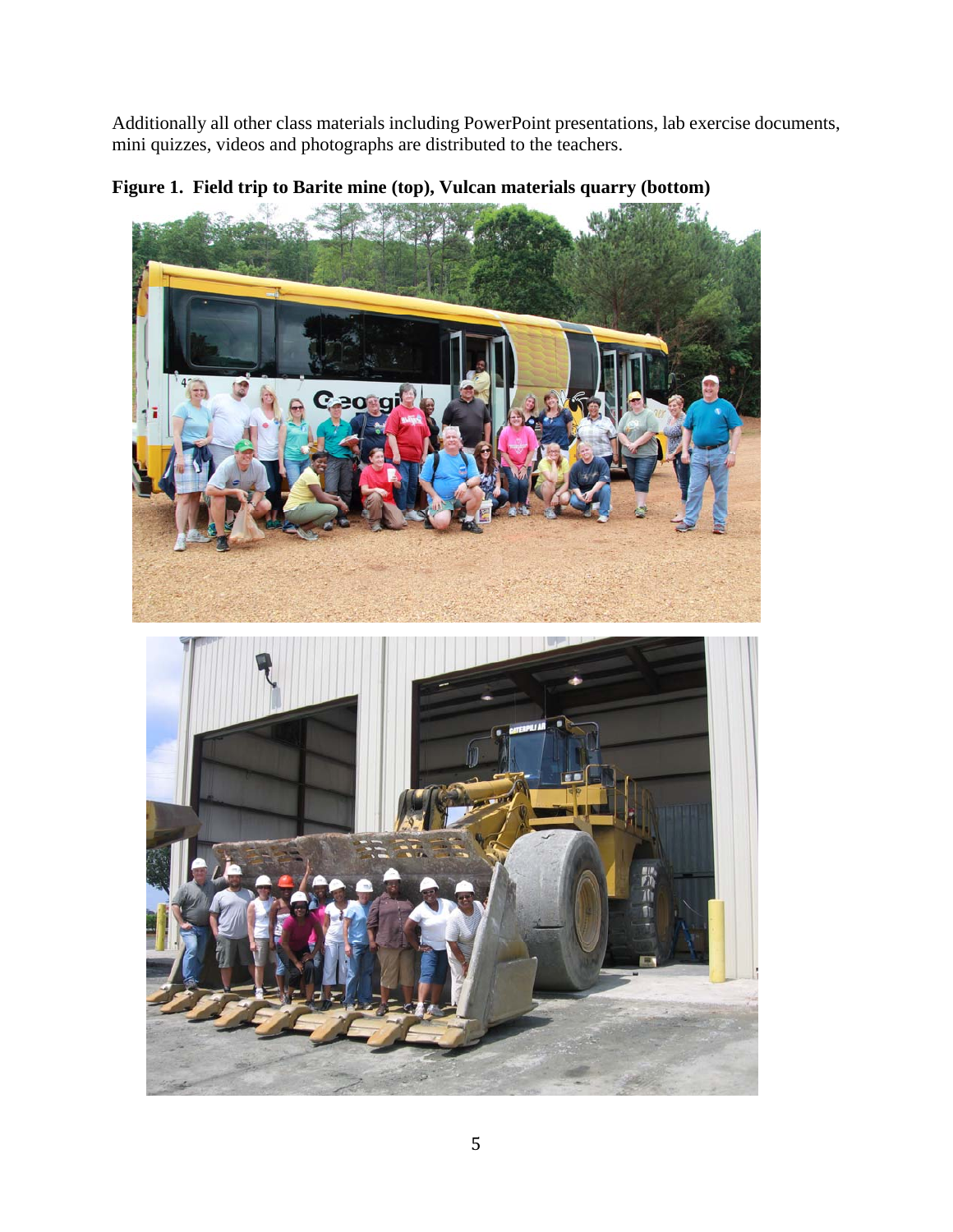Additionally all other class materials including PowerPoint presentations, lab exercise documents, mini quizzes, videos and photographs are distributed to the teachers.

**Figure 1. Field trip to Barite mine (top), Vulcan materials quarry (bottom)**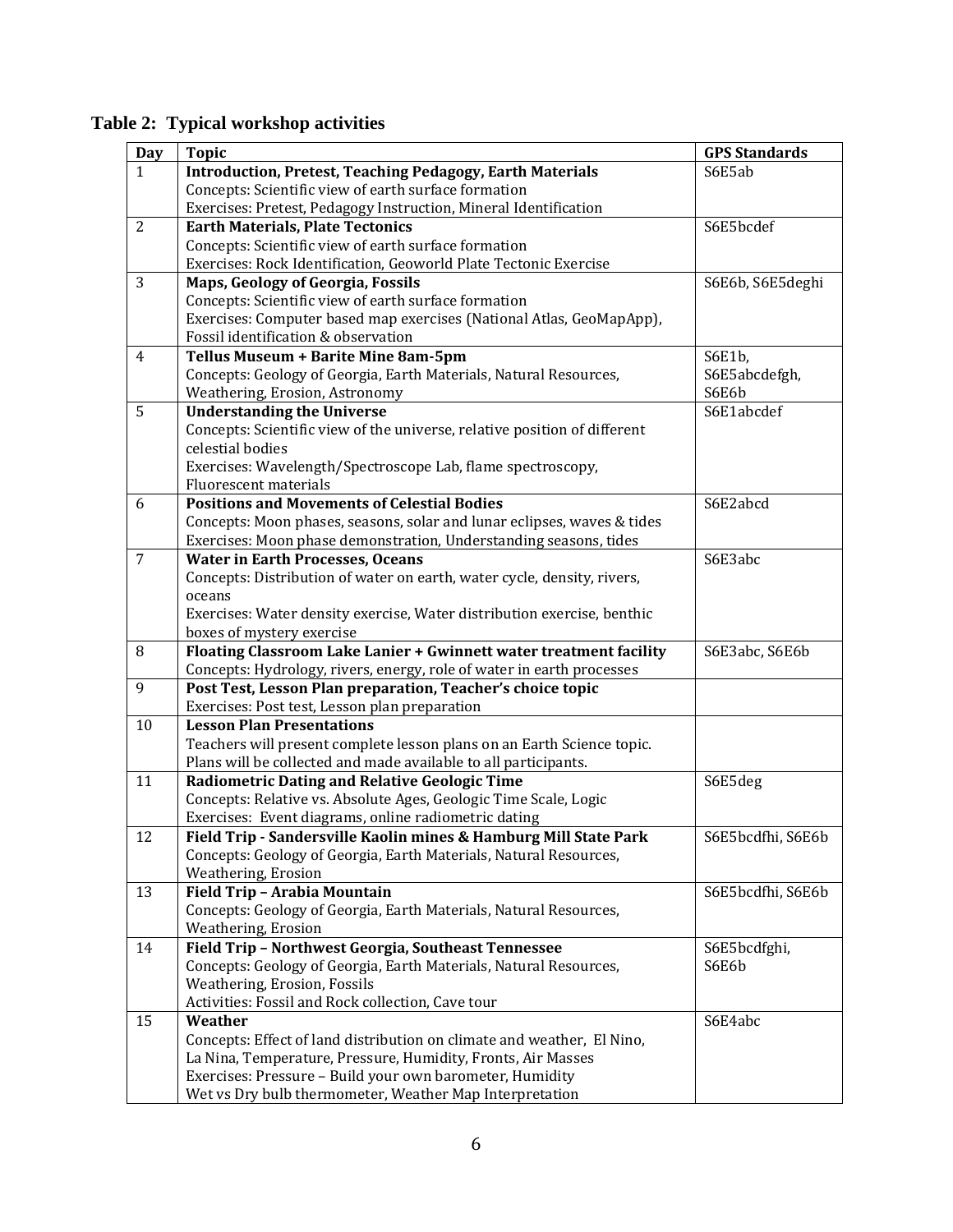**Table 2: Typical workshop activities**

| Day | Topic | GPS Standards |
|---|---|---|
| 1 | **Introduction, Pretest, Teaching Pedagogy, Earth Materials**<br>Concepts: Scientific view of earth surface formation<br>Exercises: Pretest, Pedagogy Instruction, Mineral Identification | S6E5ab |
| 2 | **Earth Materials, Plate Tectonics**<br>Concepts: Scientific view of earth surface formation<br>Exercises: Rock Identification, Geoworld Plate Tectonic Exercise | S6E5bcdef |
| 3 | **Maps, Geology of Georgia, Fossils**<br>Concepts: Scientific view of earth surface formation<br>Exercises: Computer based map exercises (National Atlas, GeoMapApp), Fossil identification & observation | S6E6b, S6E5deghi |
| 4 | **Tellus Museum + Barite Mine 8am-5pm**<br>Concepts: Geology of Georgia, Earth Materials, Natural Resources, Weathering, Erosion, Astronomy | S6E1b, S6E5abcdefgh, S6E6b |
| 5 | **Understanding the Universe**<br>Concepts: Scientific view of the universe, relative position of different celestial bodies<br>Exercises: Wavelength/Spectroscope Lab, flame spectroscopy, Fluorescent materials | S6E1abcdef |
| 6 | **Positions and Movements of Celestial Bodies**<br>Concepts: Moon phases, seasons, solar and lunar eclipses, waves & tides<br>Exercises: Moon phase demonstration, Understanding seasons, tides | S6E2abcd |
| 7 | **Water in Earth Processes, Oceans**<br>Concepts: Distribution of water on earth, water cycle, density, rivers, oceans<br>Exercises: Water density exercise, Water distribution exercise, benthic boxes of mystery exercise | S6E3abc |
| 8 | **Floating Classroom Lake Lanier + Gwinnett water treatment facility**<br>Concepts: Hydrology, rivers, energy, role of water in earth processes | S6E3abc, S6E6b |
| 9 | **Post Test, Lesson Plan preparation, Teacher's choice topic**<br>Exercises: Post test, Lesson plan preparation | |
| 10 | **Lesson Plan Presentations**<br>Teachers will present complete lesson plans on an Earth Science topic. Plans will be collected and made available to all participants. | |
| 11 | **Radiometric Dating and Relative Geologic Time**<br>Concepts: Relative vs. Absolute Ages, Geologic Time Scale, Logic<br>Exercises: Event diagrams, online radiometric dating | S6E5deg |
| 12 | **Field Trip - Sandersville Kaolin mines & Hamburg Mill State Park**<br>Concepts: Geology of Georgia, Earth Materials, Natural Resources, Weathering, Erosion | S6E5bcdfhi, S6E6b |
| 13 | **Field Trip – Arabia Mountain**<br>Concepts: Geology of Georgia, Earth Materials, Natural Resources, Weathering, Erosion | S6E5bcdfhi, S6E6b |
| 14 | **Field Trip – Northwest Georgia, Southeast Tennessee**<br>Concepts: Geology of Georgia, Earth Materials, Natural Resources, Weathering, Erosion, Fossils<br>Activities: Fossil and Rock collection, Cave tour | S6E5bcdfghi, S6E6b |
| 15 | **Weather**<br>Concepts: Effect of land distribution on climate and weather, El Nino, La Nina, Temperature, Pressure, Humidity, Fronts, Air Masses<br>Exercises: Pressure – Build your own barometer, Humidity<br>Wet vs Dry bulb thermometer, Weather Map Interpretation | S6E4abc |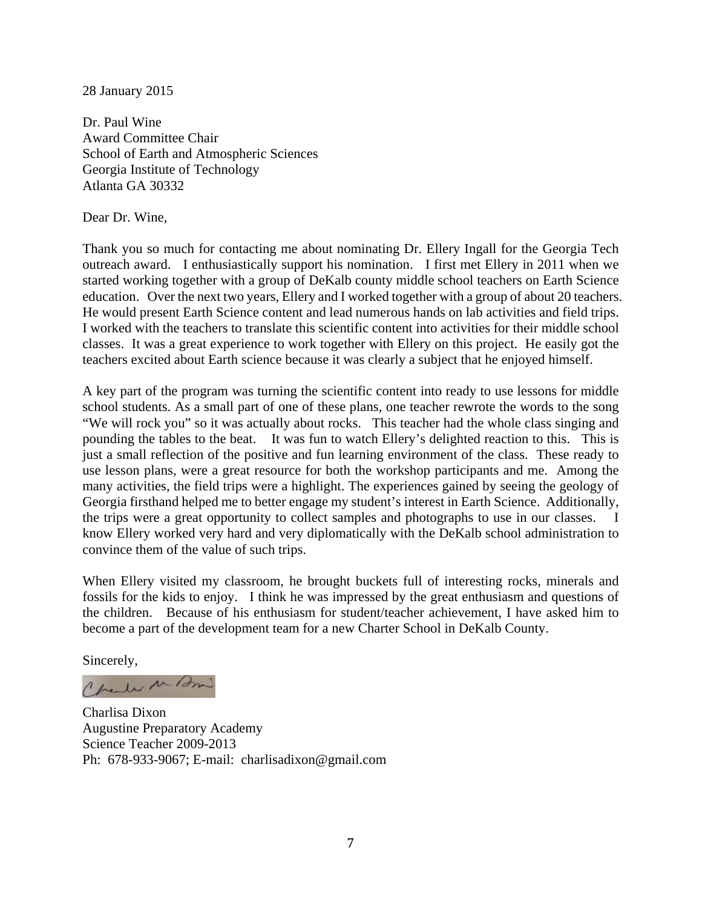28 January 2015

Dr. Paul Wine  
Award Committee Chair  
School of Earth and Atmospheric Sciences  
Georgia Institute of Technology  
Atlanta GA 30332

Dear Dr. Wine,

Thank you so much for contacting me about nominating Dr. Ellery Ingall for the Georgia Tech outreach award. I enthusiastically support his nomination. I first met Ellery in 2011 when we started working together with a group of DeKalb county middle school teachers on Earth Science education. Over the next two years, Ellery and I worked together with a group of about 20 teachers. He would present Earth Science content and lead numerous hands on lab activities and field trips. I worked with the teachers to translate this scientific content into activities for their middle school classes. It was a great experience to work together with Ellery on this project. He easily got the teachers excited about Earth science because it was clearly a subject that he enjoyed himself.

A key part of the program was turning the scientific content into ready to use lessons for middle school students. As a small part of one of these plans, one teacher rewrote the words to the song "We will rock you" so it was actually about rocks. This teacher had the whole class singing and pounding the tables to the beat. It was fun to watch Ellery's delighted reaction to this. This is just a small reflection of the positive and fun learning environment of the class. These ready to use lesson plans, were a great resource for both the workshop participants and me. Among the many activities, the field trips were a highlight. The experiences gained by seeing the geology of Georgia firsthand helped me to better engage my student's interest in Earth Science. Additionally, the trips were a great opportunity to collect samples and photographs to use in our classes. I know Ellery worked very hard and very diplomatically with the DeKalb school administration to convince them of the value of such trips.

When Ellery visited my classroom, he brought buckets full of interesting rocks, minerals and fossils for the kids to enjoy. I think he was impressed by the great enthusiasm and questions of the children. Because of his enthusiasm for student/teacher achievement, I have asked him to become a part of the development team for a new Charter School in DeKalb County.

Sincerely,

Charlisa Dixon  
Augustine Preparatory Academy  
Science Teacher 2009-2013  
Ph: 678-933-9067; E-mail: charlisadixon@gmail.com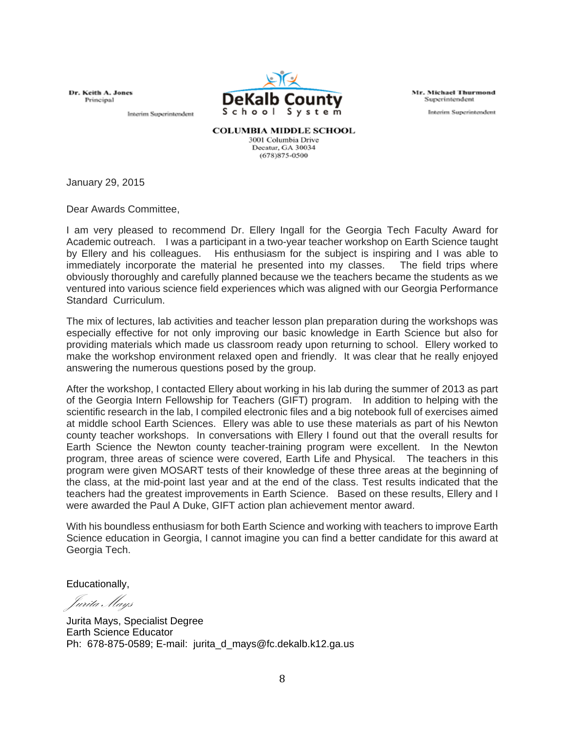Dr. Keith A. Jones
Principal

Interim Superintendent

DeKalb County
School System

Mr. Michael Thurmond
Superintendent

Interim Superintendent

**COLUMBIA MIDDLE SCHOOL**
3001 Columbia Drive
Decatur, GA 30034
(678)875-0500

January 29, 2015

Dear Awards Committee,

I am very pleased to recommend Dr. Ellery Ingall for the Georgia Tech Faculty Award for Academic outreach. I was a participant in a two-year teacher workshop on Earth Science taught by Ellery and his colleagues. His enthusiasm for the subject is inspiring and I was able to immediately incorporate the material he presented into my classes. The field trips where obviously thoroughly and carefully planned because we the teachers became the students as we ventured into various science field experiences which was aligned with our Georgia Performance Standard Curriculum.

The mix of lectures, lab activities and teacher lesson plan preparation during the workshops was especially effective for not only improving our basic knowledge in Earth Science but also for providing materials which made us classroom ready upon returning to school. Ellery worked to make the workshop environment relaxed open and friendly. It was clear that he really enjoyed answering the numerous questions posed by the group.

After the workshop, I contacted Ellery about working in his lab during the summer of 2013 as part of the Georgia Intern Fellowship for Teachers (GIFT) program. In addition to helping with the scientific research in the lab, I compiled electronic files and a big notebook full of exercises aimed at middle school Earth Sciences. Ellery was able to use these materials as part of his Newton county teacher workshops. In conversations with Ellery I found out that the overall results for Earth Science the Newton county teacher-training program were excellent. In the Newton program, three areas of science were covered, Earth Life and Physical. The teachers in this program were given MOSART tests of their knowledge of these three areas at the beginning of the class, at the mid-point last year and at the end of the class. Test results indicated that the teachers had the greatest improvements in Earth Science. Based on these results, Ellery and I were awarded the Paul A Duke, GIFT action plan achievement mentor award.

With his boundless enthusiasm for both Earth Science and working with teachers to improve Earth Science education in Georgia, I cannot imagine you can find a better candidate for this award at Georgia Tech.

Educationally,

*Jurita Mays*

Jurita Mays, Specialist Degree
Earth Science Educator
Ph: 678-875-0589; E-mail: jurita_d_mays@fc.dekalb.k12.ga.us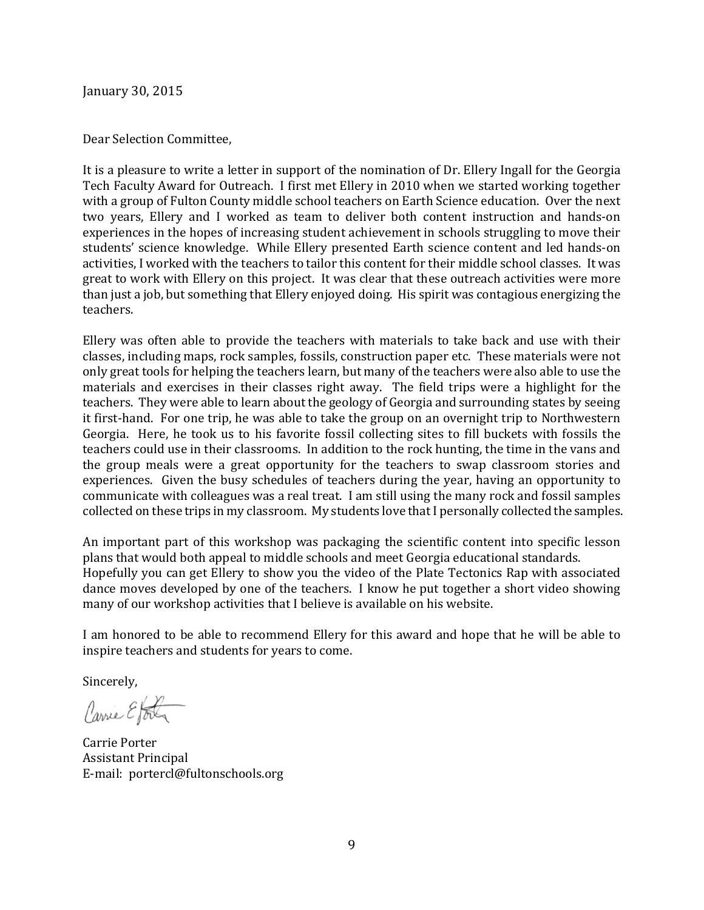January 30, 2015

Dear Selection Committee,

It is a pleasure to write a letter in support of the nomination of Dr. Ellery Ingall for the Georgia Tech Faculty Award for Outreach. I first met Ellery in 2010 when we started working together with a group of Fulton County middle school teachers on Earth Science education. Over the next two years, Ellery and I worked as team to deliver both content instruction and hands-on experiences in the hopes of increasing student achievement in schools struggling to move their students' science knowledge. While Ellery presented Earth science content and led hands-on activities, I worked with the teachers to tailor this content for their middle school classes. It was great to work with Ellery on this project. It was clear that these outreach activities were more than just a job, but something that Ellery enjoyed doing. His spirit was contagious energizing the teachers.

Ellery was often able to provide the teachers with materials to take back and use with their classes, including maps, rock samples, fossils, construction paper etc. These materials were not only great tools for helping the teachers learn, but many of the teachers were also able to use the materials and exercises in their classes right away. The field trips were a highlight for the teachers. They were able to learn about the geology of Georgia and surrounding states by seeing it first-hand. For one trip, he was able to take the group on an overnight trip to Northwestern Georgia. Here, he took us to his favorite fossil collecting sites to fill buckets with fossils the teachers could use in their classrooms. In addition to the rock hunting, the time in the vans and the group meals were a great opportunity for the teachers to swap classroom stories and experiences. Given the busy schedules of teachers during the year, having an opportunity to communicate with colleagues was a real treat. I am still using the many rock and fossil samples collected on these trips in my classroom. My students love that I personally collected the samples.

An important part of this workshop was packaging the scientific content into specific lesson plans that would both appeal to middle schools and meet Georgia educational standards.
Hopefully you can get Ellery to show you the video of the Plate Tectonics Rap with associated dance moves developed by one of the teachers. I know he put together a short video showing many of our workshop activities that I believe is available on his website.

I am honored to be able to recommend Ellery for this award and hope that he will be able to inspire teachers and students for years to come.

Sincerely,

Carrie E Porter

Carrie Porter
Assistant Principal
E-mail: portercl@fultonschools.org